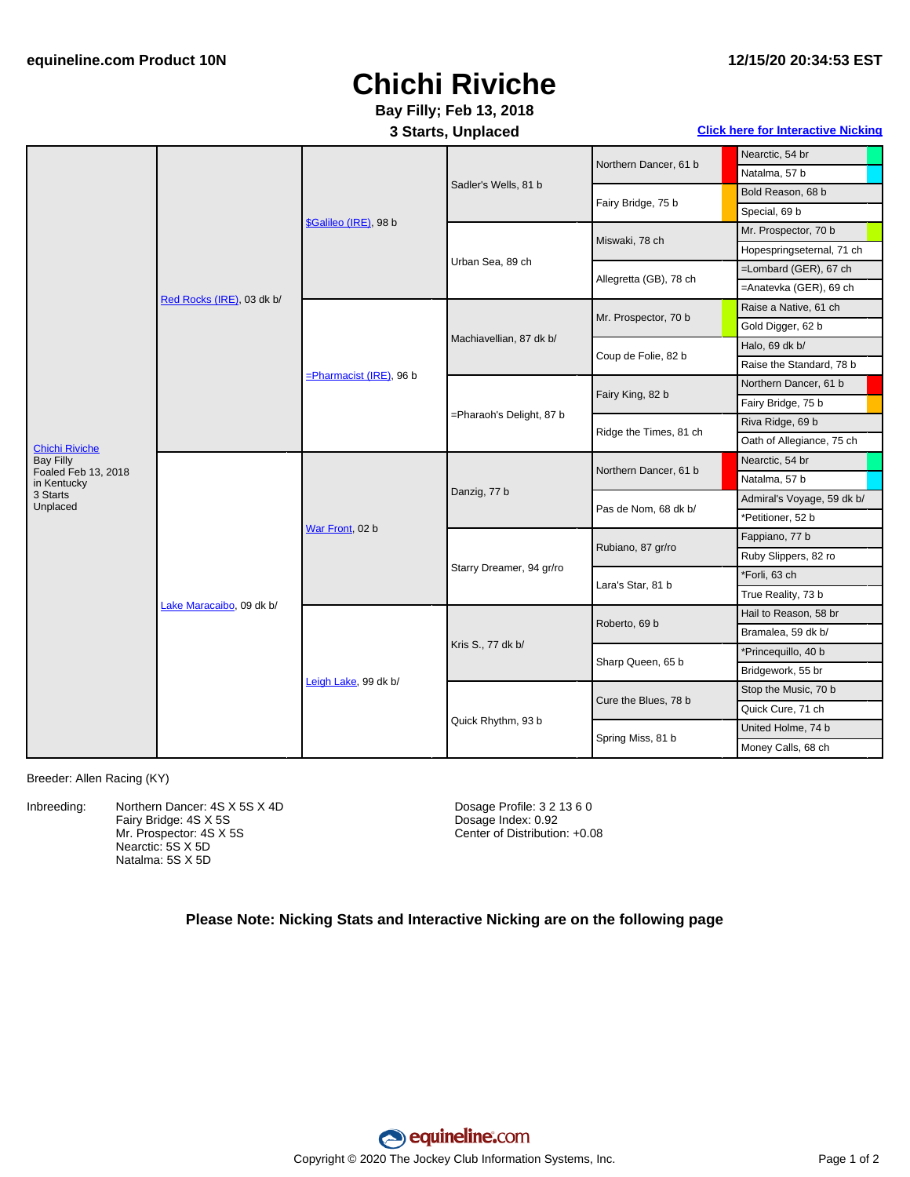# Chichi Riviche

**Bay Filly; Feb 13, 2018**

**3 Starts, Unplaced**

**Click here for Interactive Nicking**

| Horse | Parents | Grandparents | Great-Grandparents | 4th Generation | 5th Generation |
|---|---|---|---|---|---|
| Chichi Riviche<br>Bay Filly<br>Foaled Feb 13, 2018<br>in Kentucky<br>3 Starts<br>Unplaced | Red Rocks (IRE), 03 dk b/ | $Galileo (IRE), 98 b | Sadler's Wells, 81 b | Northern Dancer, 61 b | Nearctic, 54 br |
| | | | | | Natalma, 57 b |
| | | | | Fairy Bridge, 75 b | Bold Reason, 68 b |
| | | | | | Special, 69 b |
| | | | Urban Sea, 89 ch | Miswaki, 78 ch | Mr. Prospector, 70 b |
| | | | | | Hopespringseternal, 71 ch |
| | | | | Allegretta (GB), 78 ch | =Lombard (GER), 67 ch |
| | | | | | =Anatevka (GER), 69 ch |
| | | =Pharmacist (IRE), 96 b | Machiavellian, 87 dk b/ | Mr. Prospector, 70 b | Raise a Native, 61 ch |
| | | | | | Gold Digger, 62 b |
| | | | | Coup de Folie, 82 b | Halo, 69 dk b/ |
| | | | | | Raise the Standard, 78 b |
| | | | =Pharaoh's Delight, 87 b | Fairy King, 82 b | Northern Dancer, 61 b |
| | | | | | Fairy Bridge, 75 b |
| | | | | Ridge the Times, 81 ch | Riva Ridge, 69 b |
| | | | | | Oath of Allegiance, 75 ch |
| | Lake Maracaibo, 09 dk b/ | War Front, 02 b | Danzig, 77 b | Northern Dancer, 61 b | Nearctic, 54 br |
| | | | | | Natalma, 57 b |
| | | | | Pas de Nom, 68 dk b/ | Admiral's Voyage, 59 dk b/ |
| | | | | | *Petitioner, 52 b |
| | | | Starry Dreamer, 94 gr/ro | Rubiano, 87 gr/ro | Fappiano, 77 b |
| | | | | | Ruby Slippers, 82 ro |
| | | | | Lara's Star, 81 b | *Forli, 63 ch |
| | | | | | True Reality, 73 b |
| | | Leigh Lake, 99 dk b/ | Kris S., 77 dk b/ | Roberto, 69 b | Hail to Reason, 58 br |
| | | | | | Bramalea, 59 dk b/ |
| | | | | Sharp Queen, 65 b | *Princequillo, 40 b |
| | | | | | Bridgework, 55 br |
| | | | Quick Rhythm, 93 b | Cure the Blues, 78 b | Stop the Music, 70 b |
| | | | | | Quick Cure, 71 ch |
| | | | | Spring Miss, 81 b | United Holme, 74 b |
| | | | | | Money Calls, 68 ch |

Breeder: Allen Racing (KY)

Inbreeding:
- Northern Dancer: 4S X 5S X 4D
- Fairy Bridge: 4S X 5S
- Mr. Prospector: 4S X 5S
- Nearctic: 5S X 5D
- Natalma: 5S X 5D

Dosage Profile: 3 2 13 6 0
Dosage Index: 0.92
Center of Distribution: +0.08

**Please Note: Nicking Stats and Interactive Nicking are on the following page**

Copyright © 2020 The Jockey Club Information Systems, Inc.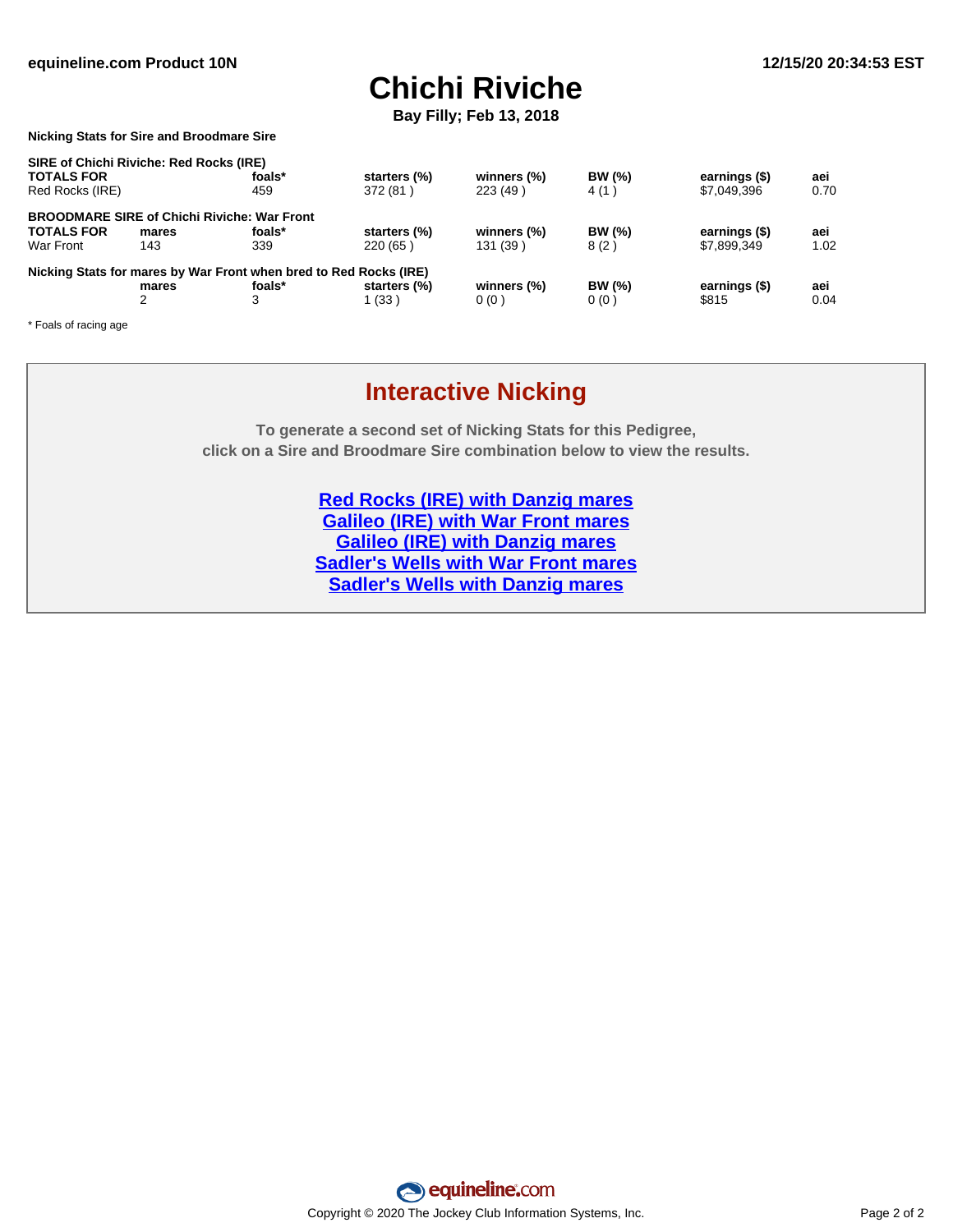# Chichi Riviche

**Bay Filly; Feb 13, 2018**

**Nicking Stats for Sire and Broodmare Sire**

**SIRE of Chichi Riviche: Red Rocks (IRE)**

| TOTALS FOR | foals* | starters (%) | winners (%) | BW (%) | earnings ($) | aei |
|---|---|---|---|---|---|---|
| Red Rocks (IRE) | 459 | 372 (81 ) | 223 (49 ) | 4 (1 ) | $7,049,396 | 0.70 |

**BROODMARE SIRE of Chichi Riviche: War Front**

| TOTALS FOR | mares | foals* | starters (%) | winners (%) | BW (%) | earnings ($) | aei |
|---|---|---|---|---|---|---|---|
| War Front | 143 | 339 | 220 (65 ) | 131 (39 ) | 8 (2 ) | $7,899,349 | 1.02 |

**Nicking Stats for mares by War Front when bred to Red Rocks (IRE)**

| | mares | foals* | starters (%) | winners (%) | BW (%) | earnings ($) | aei |
|---|---|---|---|---|---|---|---|
| | 2 | 3 | 1 (33 ) | 0 (0 ) | 0 (0 ) | $815 | 0.04 |

* Foals of racing age

## Interactive Nicking

**To generate a second set of Nicking Stats for this Pedigree, click on a Sire and Broodmare Sire combination below to view the results.**

**Red Rocks (IRE) with Danzig mares**
**Galileo (IRE) with War Front mares**
**Galileo (IRE) with Danzig mares**
**Sadler's Wells with War Front mares**
**Sadler's Wells with Danzig mares**

Copyright © 2020 The Jockey Club Information Systems, Inc.